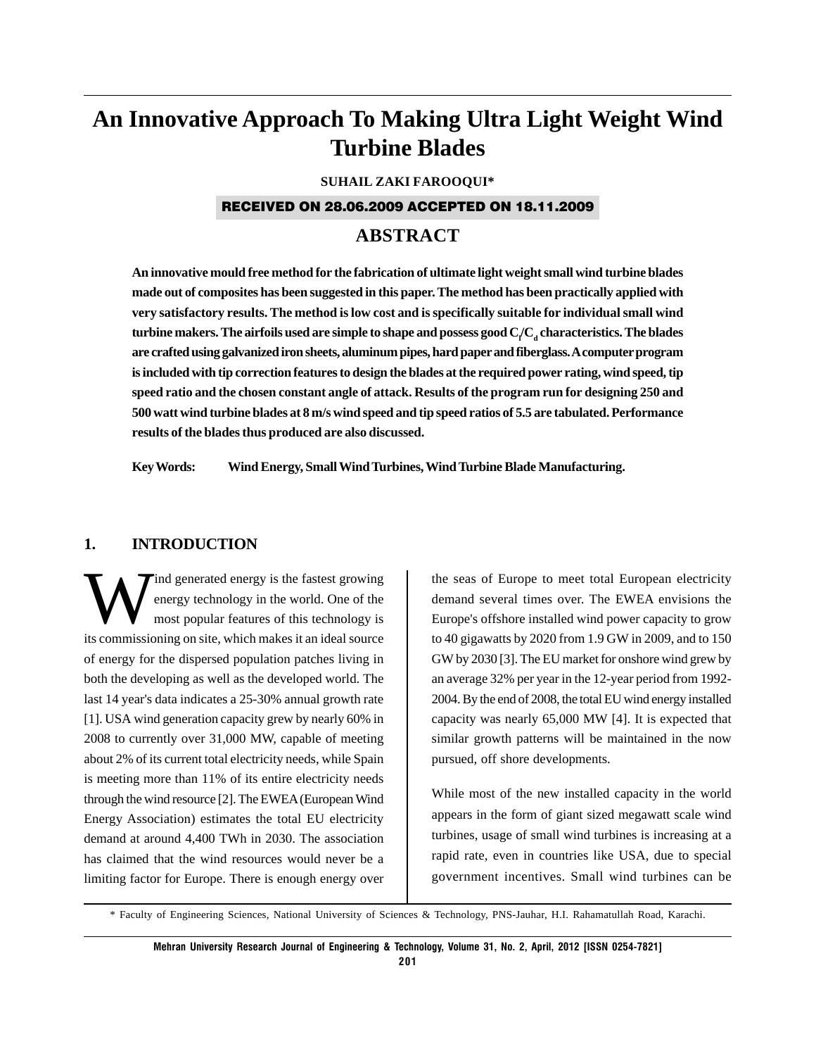# An Innovative Approach To Making Ultra Light Weight Wind Turbine Blades

**SUHAIL ZAKI FAROOQUI***

**RECEIVED ON 28.06.2009 ACCEPTED ON 18.11.2009**

## ABSTRACT

**An innovative mould free method for the fabrication of ultimate light weight small wind turbine blades made out of composites has been suggested in this paper. The method has been practically applied with very satisfactory results. The method is low cost and is specifically suitable for individual small wind turbine makers. The airfoils used are simple to shape and possess good $C_l/C_d$ characteristics. The blades are crafted using galvanized iron sheets, aluminum pipes, hard paper and fiberglass. A computer program is included with tip correction features to design the blades at the required power rating, wind speed, tip speed ratio and the chosen constant angle of attack. Results of the program run for designing 250 and 500 watt wind turbine blades at 8 m/s wind speed and tip speed ratios of 5.5 are tabulated. Performance results of the blades thus produced are also discussed.**

**Key Words: Wind Energy, Small Wind Turbines, Wind Turbine Blade Manufacturing.**

## 1. INTRODUCTION

Wind generated energy is the fastest growing energy technology in the world. One of the most popular features of this technology is its commissioning on site, which makes it an ideal source of energy for the dispersed population patches living in both the developing as well as the developed world. The last 14 year's data indicates a 25-30% annual growth rate [1]. USA wind generation capacity grew by nearly 60% in 2008 to currently over 31,000 MW, capable of meeting about 2% of its current total electricity needs, while Spain is meeting more than 11% of its entire electricity needs through the wind resource [2]. The EWEA (European Wind Energy Association) estimates the total EU electricity demand at around 4,400 TWh in 2030. The association has claimed that the wind resources would never be a limiting factor for Europe. There is enough energy over the seas of Europe to meet total European electricity demand several times over. The EWEA envisions the Europe's offshore installed wind power capacity to grow to 40 gigawatts by 2020 from 1.9 GW in 2009, and to 150 GW by 2030 [3]. The EU market for onshore wind grew by an average 32% per year in the 12-year period from 1992-2004. By the end of 2008, the total EU wind energy installed capacity was nearly 65,000 MW [4]. It is expected that similar growth patterns will be maintained in the now pursued, off shore developments.

While most of the new installed capacity in the world appears in the form of giant sized megawatt scale wind turbines, usage of small wind turbines is increasing at a rapid rate, even in countries like USA, due to special government incentives. Small wind turbines can be

* Faculty of Engineering Sciences, National University of Sciences & Technology, PNS-Jauhar, H.I. Rahamatullah Road, Karachi.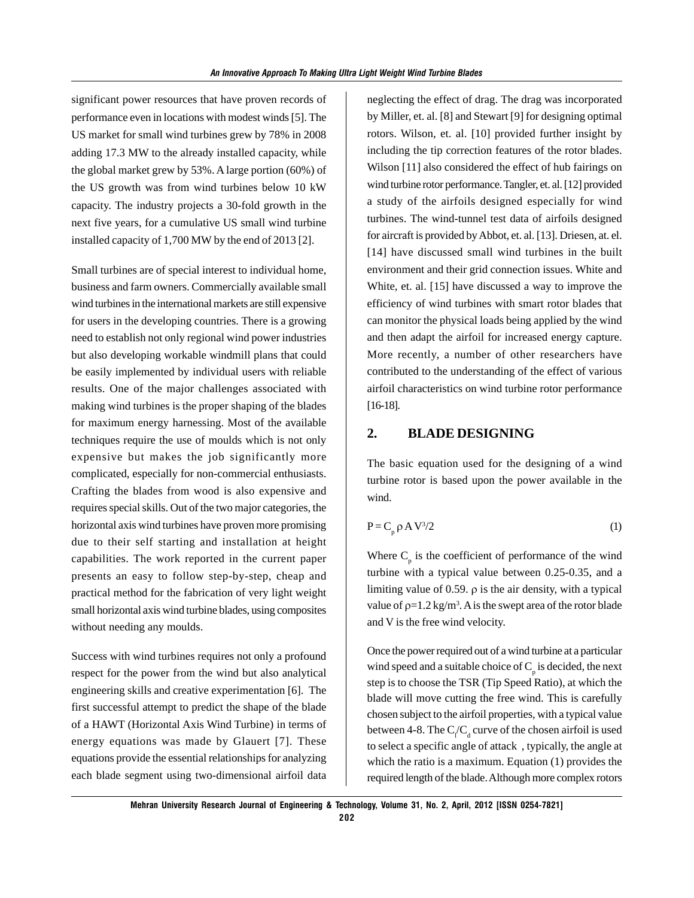significant power resources that have proven records of performance even in locations with modest winds [5]. The US market for small wind turbines grew by 78% in 2008 adding 17.3 MW to the already installed capacity, while the global market grew by 53%. A large portion (60%) of the US growth was from wind turbines below 10 kW capacity. The industry projects a 30-fold growth in the next five years, for a cumulative US small wind turbine installed capacity of 1,700 MW by the end of 2013 [2].

Small turbines are of special interest to individual home, business and farm owners. Commercially available small wind turbines in the international markets are still expensive for users in the developing countries. There is a growing need to establish not only regional wind power industries but also developing workable windmill plans that could be easily implemented by individual users with reliable results. One of the major challenges associated with making wind turbines is the proper shaping of the blades for maximum energy harnessing. Most of the available techniques require the use of moulds which is not only expensive but makes the job significantly more complicated, especially for non-commercial enthusiasts. Crafting the blades from wood is also expensive and requires special skills. Out of the two major categories, the horizontal axis wind turbines have proven more promising due to their self starting and installation at height capabilities. The work reported in the current paper presents an easy to follow step-by-step, cheap and practical method for the fabrication of very light weight small horizontal axis wind turbine blades, using composites without needing any moulds.

Success with wind turbines requires not only a profound respect for the power from the wind but also analytical engineering skills and creative experimentation [6]. The first successful attempt to predict the shape of the blade of a HAWT (Horizontal Axis Wind Turbine) in terms of energy equations was made by Glauert [7]. These equations provide the essential relationships for analyzing each blade segment using two-dimensional airfoil data neglecting the effect of drag. The drag was incorporated by Miller, et. al. [8] and Stewart [9] for designing optimal rotors. Wilson, et. al. [10] provided further insight by including the tip correction features of the rotor blades. Wilson [11] also considered the effect of hub fairings on wind turbine rotor performance. Tangler, et. al. [12] provided a study of the airfoils designed especially for wind turbines. The wind-tunnel test data of airfoils designed for aircraft is provided by Abbot, et. al. [13]. Driesen, at. el. [14] have discussed small wind turbines in the built environment and their grid connection issues. White and White, et. al. [15] have discussed a way to improve the efficiency of wind turbines with smart rotor blades that can monitor the physical loads being applied by the wind and then adapt the airfoil for increased energy capture. More recently, a number of other researchers have contributed to the understanding of the effect of various airfoil characteristics on wind turbine rotor performance [16-18].

## 2. BLADE DESIGNING

The basic equation used for the designing of a wind turbine rotor is based upon the power available in the wind.

$$P = C_p \rho A V^3/2 \tag{1}$$

Where $C_p$ is the coefficient of performance of the wind turbine with a typical value between 0.25-0.35, and a limiting value of 0.59. $\rho$ is the air density, with a typical value of $\rho$=1.2 kg/m$^3$. A is the swept area of the rotor blade and V is the free wind velocity.

Once the power required out of a wind turbine at a particular wind speed and a suitable choice of $C_p$ is decided, the next step is to choose the TSR (Tip Speed Ratio), at which the blade will move cutting the free wind. This is carefully chosen subject to the airfoil properties, with a typical value between 4-8. The $C_l/C_d$ curve of the chosen airfoil is used to select a specific angle of attack , typically, the angle at which the ratio is a maximum. Equation (1) provides the required length of the blade. Although more complex rotors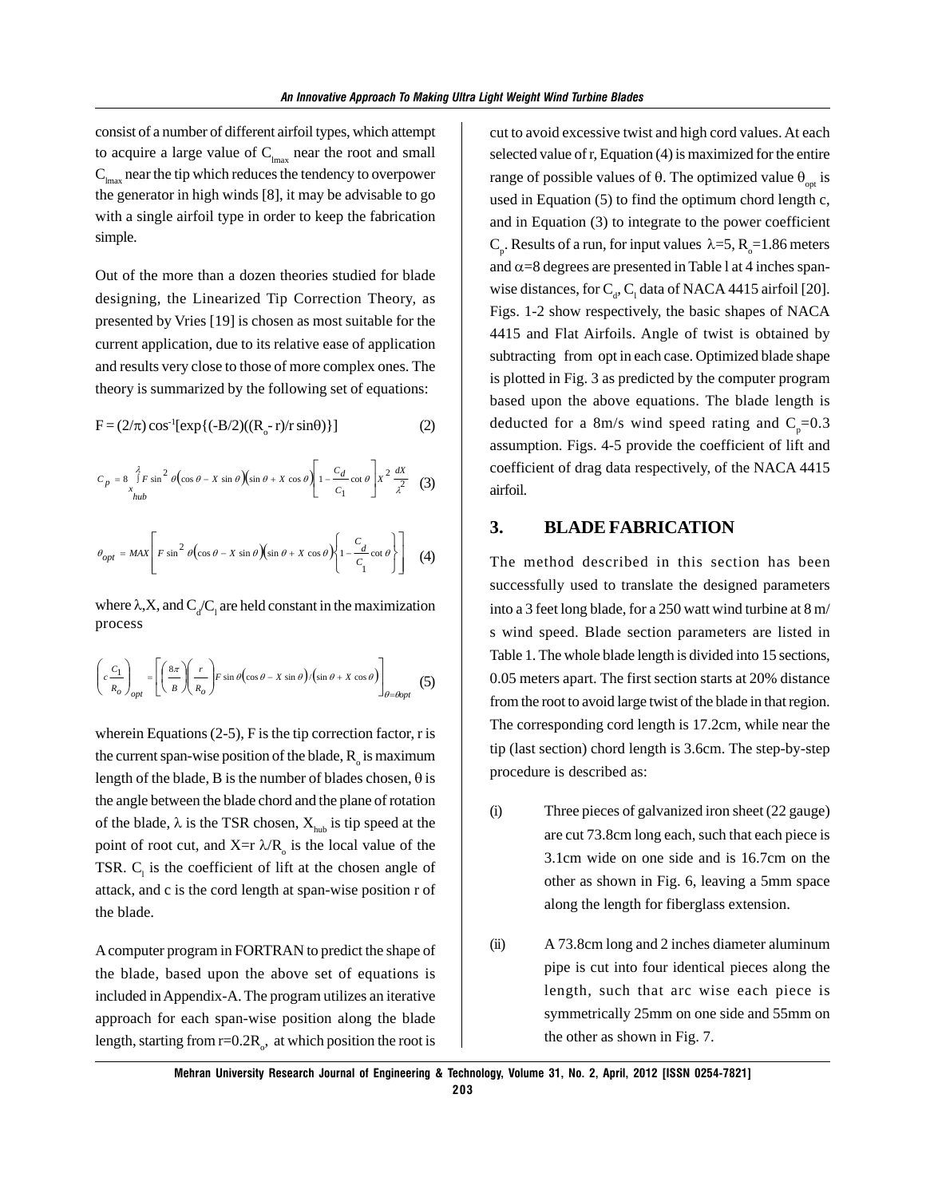consist of a number of different airfoil types, which attempt to acquire a large value of $C_{lmax}$ near the root and small $C_{lmax}$ near the tip which reduces the tendency to overpower the generator in high winds [8], it may be advisable to go with a single airfoil type in order to keep the fabrication simple.

Out of the more than a dozen theories studied for blade designing, the Linearized Tip Correction Theory, as presented by Vries [19] is chosen as most suitable for the current application, due to its relative ease of application and results very close to those of more complex ones. The theory is summarized by the following set of equations:

$$F = (2/\pi)\cos^{-1}[\exp\{(-B/2)((R_o - r)/r\sin\theta)\}] \quad (2)$$

$$C_p = 8\int_{x_{hub}}^{\lambda} F\sin^2\theta(\cos\theta - X\sin\theta)(\sin\theta + X\cos\theta)\left[1 - \frac{C_d}{C_1}\cot\theta\right]X^2\frac{dX}{\lambda^2} \quad (3)$$

$$\theta_{opt} = MAX\left[F\sin^2\theta(\cos\theta - X\sin\theta)(\sin\theta + X\cos\theta)\left\{1 - \frac{C_d}{C_1}\cot\theta\right\}\right] \quad (4)$$

where $\lambda$, X, and $C_d/C_l$ are held constant in the maximization process

$$\left(c\frac{C_1}{R_o}\right)_{opt} = \left[\left(\frac{8\pi}{B}\right)\left(\frac{r}{R_o}\right)F\sin\theta(\cos\theta - X\sin\theta)/(\sin\theta + X\cos\theta)\right]_{\theta=\theta opt} \quad (5)$$

wherein Equations (2-5), F is the tip correction factor, r is the current span-wise position of the blade, $R_o$ is maximum length of the blade, B is the number of blades chosen, $\theta$ is the angle between the blade chord and the plane of rotation of the blade, $\lambda$ is the TSR chosen, $X_{hub}$ is tip speed at the point of root cut, and $X = r\lambda/R_o$ is the local value of the TSR. $C_l$ is the coefficient of lift at the chosen angle of attack, and c is the cord length at span-wise position r of the blade.

A computer program in FORTRAN to predict the shape of the blade, based upon the above set of equations is included in Appendix-A. The program utilizes an iterative approach for each span-wise position along the blade length, starting from $r=0.2R_o$, at which position the root is cut to avoid excessive twist and high cord values. At each selected value of r, Equation (4) is maximized for the entire range of possible values of $\theta$. The optimized value $\theta_{opt}$ is used in Equation (5) to find the optimum chord length c, and in Equation (3) to integrate to the power coefficient $C_p$. Results of a run, for input values $\lambda=5$, $R_o=1.86$ meters and $\alpha=8$ degrees are presented in Table 1 at 4 inches span-wise distances, for $C_d$, $C_l$ data of NACA 4415 airfoil [20]. Figs. 1-2 show respectively, the basic shapes of NACA 4415 and Flat Airfoils. Angle of twist is obtained by subtracting from opt in each case. Optimized blade shape is plotted in Fig. 3 as predicted by the computer program based upon the above equations. The blade length is deducted for a 8m/s wind speed rating and $C_p=0.3$ assumption. Figs. 4-5 provide the coefficient of lift and coefficient of drag data respectively, of the NACA 4415 airfoil.

## 3. BLADE FABRICATION

The method described in this section has been successfully used to translate the designed parameters into a 3 feet long blade, for a 250 watt wind turbine at 8 m/s wind speed. Blade section parameters are listed in Table 1. The whole blade length is divided into 15 sections, 0.05 meters apart. The first section starts at 20% distance from the root to avoid large twist of the blade in that region. The corresponding cord length is 17.2cm, while near the tip (last section) chord length is 3.6cm. The step-by-step procedure is described as:

(i) Three pieces of galvanized iron sheet (22 gauge) are cut 73.8cm long each, such that each piece is 3.1cm wide on one side and is 16.7cm on the other as shown in Fig. 6, leaving a 5mm space along the length for fiberglass extension.

(ii) A 73.8cm long and 2 inches diameter aluminum pipe is cut into four identical pieces along the length, such that arc wise each piece is symmetrically 25mm on one side and 55mm on the other as shown in Fig. 7.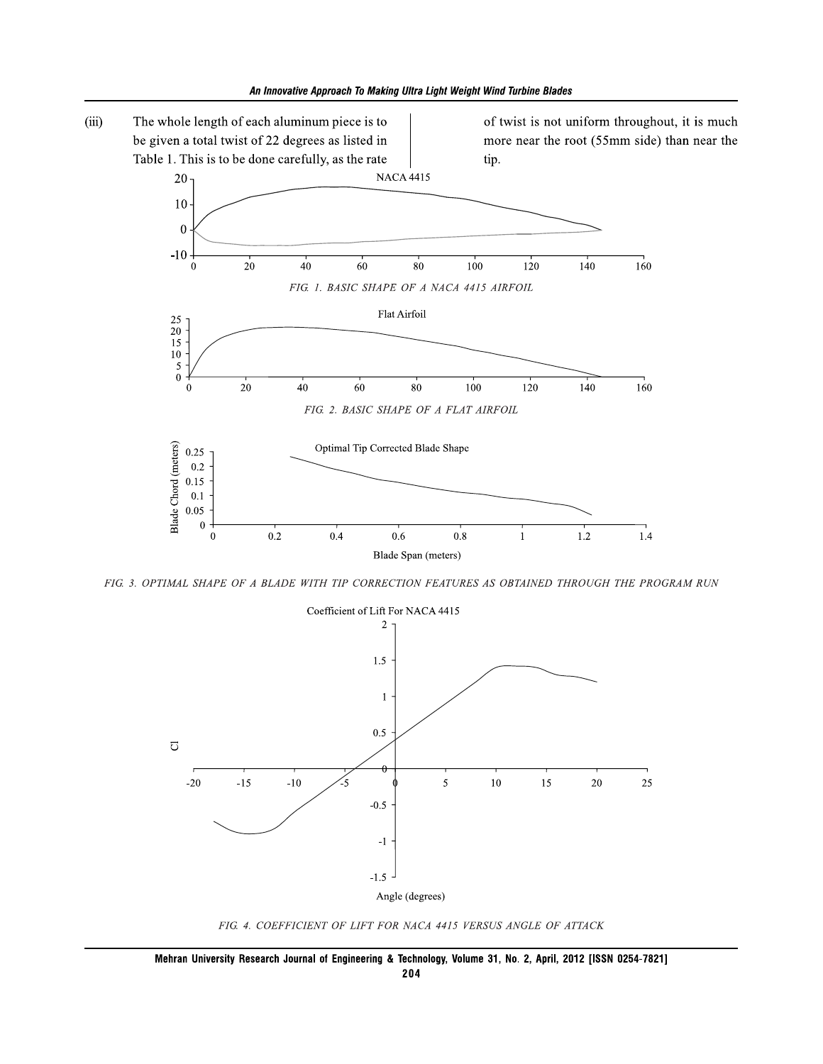(iii) The whole length of each aluminum piece is to be given a total twist of 22 degrees as listed in Table 1. This is to be done carefully, as the rate of twist is not uniform throughout, it is much more near the root (55mm side) than near the tip.

FIG. 1. BASIC SHAPE OF A NACA 4415 AIRFOIL

FIG. 2. BASIC SHAPE OF A FLAT AIRFOIL

FIG. 3. OPTIMAL SHAPE OF A BLADE WITH TIP CORRECTION FEATURES AS OBTAINED THROUGH THE PROGRAM RUN

FIG. 4. COEFFICIENT OF LIFT FOR NACA 4415 VERSUS ANGLE OF ATTACK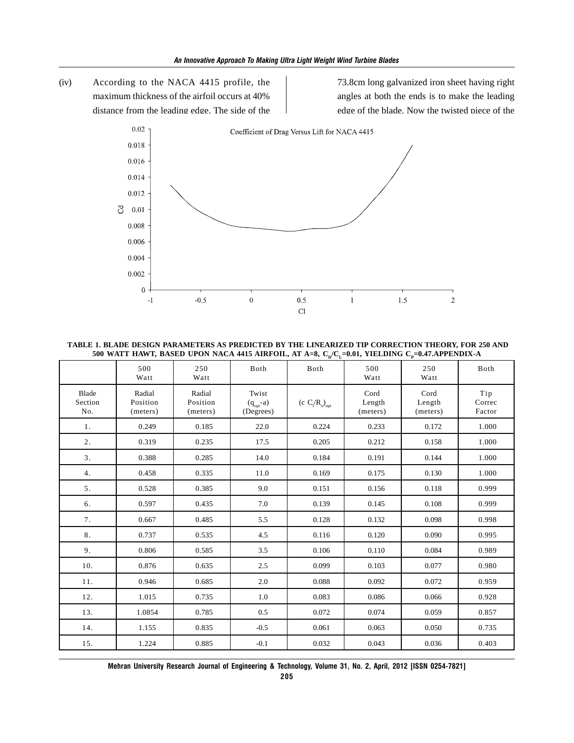(iv) According to the NACA 4415 profile, the maximum thickness of the airfoil occurs at 40% distance from the leading edge. The side of the

73.8cm long galvanized iron sheet having right angles at both the ends is to make the leading edge of the blade. Now the twisted piece of the

Coefficient of Drag Versus Lift for NACA 4415

**TABLE 1. BLADE DESIGN PARAMETERS AS PREDICTED BY THE LINEARIZED TIP CORRECTION THEORY, FOR 250 AND 500 WATT HAWT, BASED UPON NACA 4415 AIRFOIL, AT A=8, $C_D/C_L$=0.01, YIELDING $C_P$=0.47.APPENDIX-A**

| | 500 Watt | 250 Watt | Both | Both | 500 Watt | 250 Watt | Both |
|---|---|---|---|---|---|---|---|
| Blade Section No. | Radial Position (meters) | Radial Position (meters) | Twist $(q_{opt}-a)$ (Degrees) | $(c\ C_l/R_o)_{opt}$ | Cord Length (meters) | Cord Length (meters) | Tip Correc Factor |
| 1. | 0.249 | 0.185 | 22.0 | 0.224 | 0.233 | 0.172 | 1.000 |
| 2. | 0.319 | 0.235 | 17.5 | 0.205 | 0.212 | 0.158 | 1.000 |
| 3. | 0.388 | 0.285 | 14.0 | 0.184 | 0.191 | 0.144 | 1.000 |
| 4. | 0.458 | 0.335 | 11.0 | 0.169 | 0.175 | 0.130 | 1.000 |
| 5. | 0.528 | 0.385 | 9.0 | 0.151 | 0.156 | 0.118 | 0.999 |
| 6. | 0.597 | 0.435 | 7.0 | 0.139 | 0.145 | 0.108 | 0.999 |
| 7. | 0.667 | 0.485 | 5.5 | 0.128 | 0.132 | 0.098 | 0.998 |
| 8. | 0.737 | 0.535 | 4.5 | 0.116 | 0.120 | 0.090 | 0.995 |
| 9. | 0.806 | 0.585 | 3.5 | 0.106 | 0.110 | 0.084 | 0.989 |
| 10. | 0.876 | 0.635 | 2.5 | 0.099 | 0.103 | 0.077 | 0.980 |
| 11. | 0.946 | 0.685 | 2.0 | 0.088 | 0.092 | 0.072 | 0.959 |
| 12. | 1.015 | 0.735 | 1.0 | 0.083 | 0.086 | 0.066 | 0.928 |
| 13. | 1.0854 | 0.785 | 0.5 | 0.072 | 0.074 | 0.059 | 0.857 |
| 14. | 1.155 | 0.835 | -0.5 | 0.061 | 0.063 | 0.050 | 0.735 |
| 15. | 1.224 | 0.885 | -0.1 | 0.032 | 0.043 | 0.036 | 0.403 |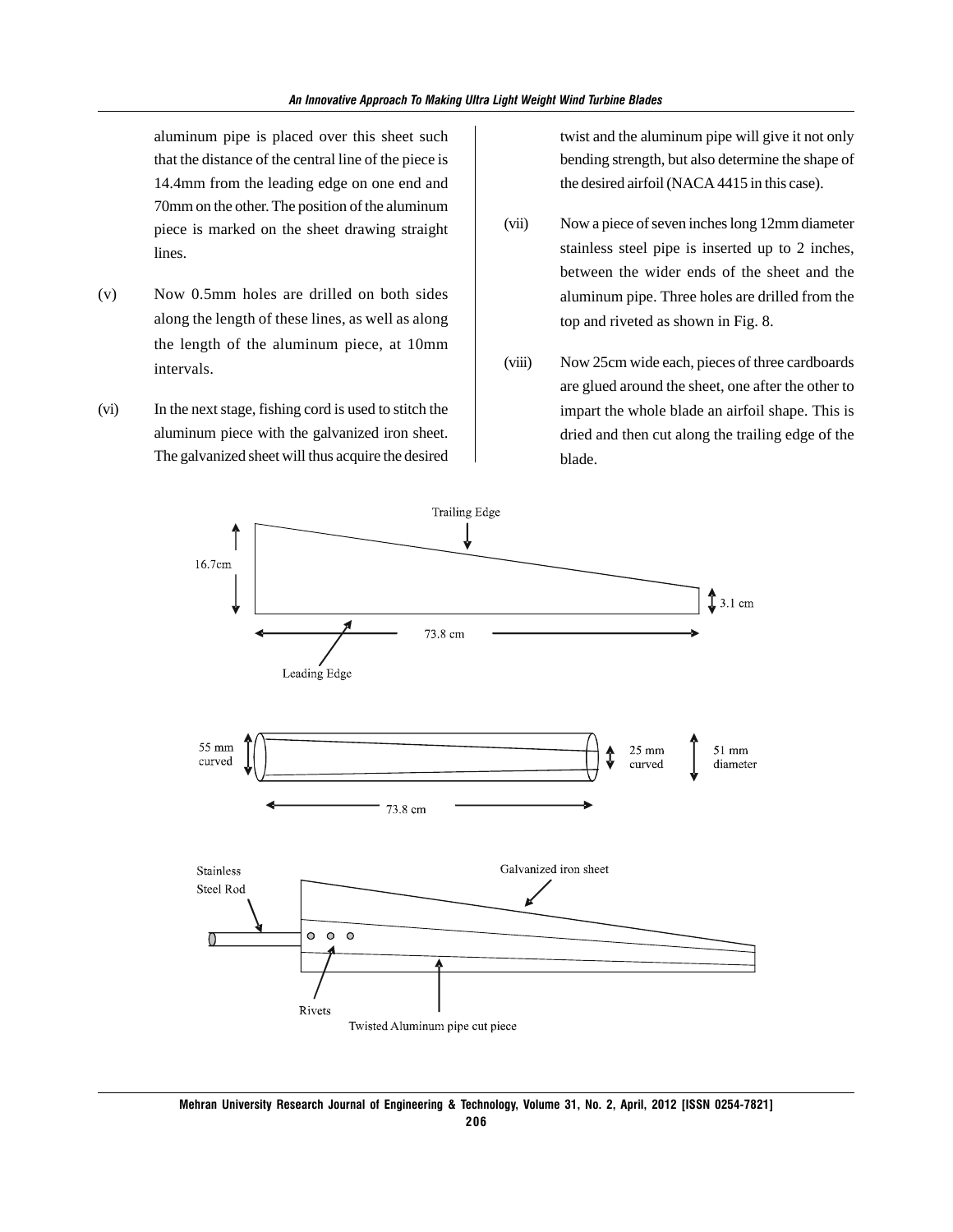aluminum pipe is placed over this sheet such that the distance of the central line of the piece is 14.4mm from the leading edge on one end and 70mm on the other. The position of the aluminum piece is marked on the sheet drawing straight lines.

(v) Now 0.5mm holes are drilled on both sides along the length of these lines, as well as along the length of the aluminum piece, at 10mm intervals.

(vi) In the next stage, fishing cord is used to stitch the aluminum piece with the galvanized iron sheet. The galvanized sheet will thus acquire the desired twist and the aluminum pipe will give it not only bending strength, but also determine the shape of the desired airfoil (NACA 4415 in this case).

(vii) Now a piece of seven inches long 12mm diameter stainless steel pipe is inserted up to 2 inches, between the wider ends of the sheet and the aluminum pipe. Three holes are drilled from the top and riveted as shown in Fig. 8.

(viii) Now 25cm wide each, pieces of three cardboards are glued around the sheet, one after the other to impart the whole blade an airfoil shape. This is dried and then cut along the trailing edge of the blade.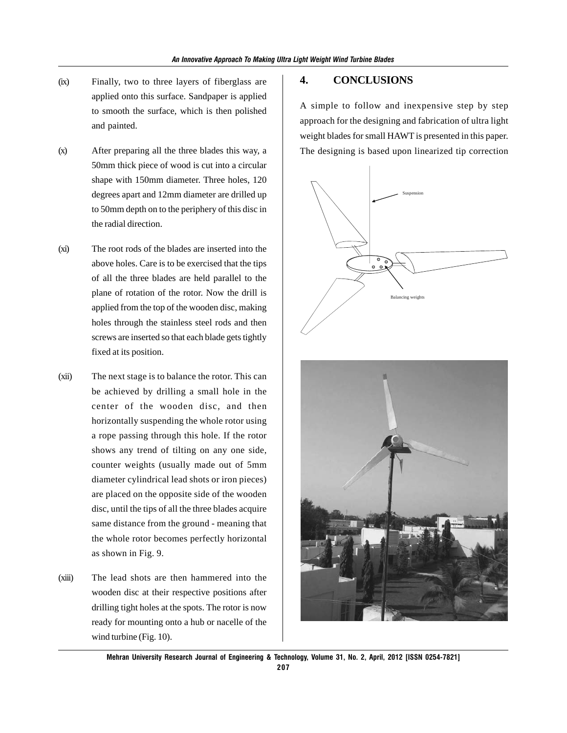(ix) Finally, two to three layers of fiberglass are applied onto this surface. Sandpaper is applied to smooth the surface, which is then polished and painted.

(x) After preparing all the three blades this way, a 50mm thick piece of wood is cut into a circular shape with 150mm diameter. Three holes, 120 degrees apart and 12mm diameter are drilled up to 50mm depth on to the periphery of this disc in the radial direction.

(xi) The root rods of the blades are inserted into the above holes. Care is to be exercised that the tips of all the three blades are held parallel to the plane of rotation of the rotor. Now the drill is applied from the top of the wooden disc, making holes through the stainless steel rods and then screws are inserted so that each blade gets tightly fixed at its position.

(xii) The next stage is to balance the rotor. This can be achieved by drilling a small hole in the center of the wooden disc, and then horizontally suspending the whole rotor using a rope passing through this hole. If the rotor shows any trend of tilting on any one side, counter weights (usually made out of 5mm diameter cylindrical lead shots or iron pieces) are placed on the opposite side of the wooden disc, until the tips of all the three blades acquire same distance from the ground - meaning that the whole rotor becomes perfectly horizontal as shown in Fig. 9.

(xiii) The lead shots are then hammered into the wooden disc at their respective positions after drilling tight holes at the spots. The rotor is now ready for mounting onto a hub or nacelle of the wind turbine (Fig. 10).

## 4. CONCLUSIONS

A simple to follow and inexpensive step by step approach for the designing and fabrication of ultra light weight blades for small HAWT is presented in this paper. The designing is based upon linearized tip correction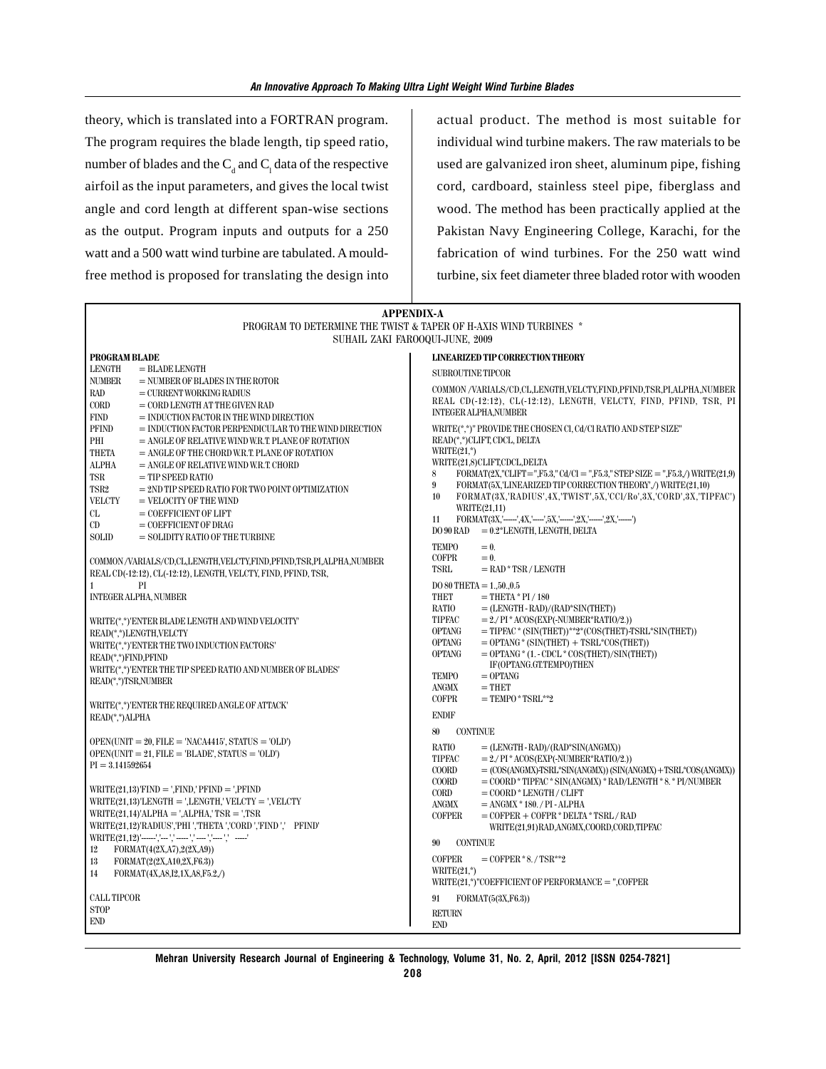theory, which is translated into a FORTRAN program. The program requires the blade length, tip speed ratio, number of blades and the $C_d$ and $C_l$ data of the respective airfoil as the input parameters, and gives the local twist angle and cord length at different span-wise sections as the output. Program inputs and outputs for a 250 watt and a 500 watt wind turbine are tabulated. A mould-free method is proposed for translating the design into actual product. The method is most suitable for individual wind turbine makers. The raw materials to be used are galvanized iron sheet, aluminum pipe, fishing cord, cardboard, stainless steel pipe, fiberglass and wood. The method has been practically applied at the Pakistan Navy Engineering College, Karachi, for the fabrication of wind turbines. For the 250 watt wind turbine, six feet diameter three bladed rotor with wooden

## APPENDIX-A

PROGRAM TO DETERMINE THE TWIST & TAPER OF H-AXIS WIND TURBINES *
SUHAIL ZAKI FAROOQUI-JUNE, 2009

**PROGRAM BLADE**

```
LENGTH    = BLADE LENGTH
NUMBER    = NUMBER OF BLADES IN THE ROTOR
RAD       = CURRENT WORKING RADIUS
CORD      = CORD LENGTH AT THE GIVEN RAD
FIND      = INDUCTION FACTOR IN THE WIND DIRECTION
PFIND     = INDUCTION FACTOR PERPENDICULAR TO THE WIND DIRECTION
PHI       = ANGLE OF RELATIVE WIND W.R.T. PLANE OF ROTATION
THETA     = ANGLE OF THE CHORD W.R.T. PLANE OF ROTATION
ALPHA     = ANGLE OF RELATIVE WIND W.R.T. CHORD
TSR       = TIP SPEED RATIO
TSR2      = 2ND TIP SPEED RATIO FOR TWO POINT OPTIMIZATION
VELCTY    = VELOCITY OF THE WIND
CL        = COEFFICIENT OF LIFT
CD        = COEFFICIENT OF DRAG
SOLID     = SOLIDITY RATIO OF THE TURBINE

COMMON /VARIALS/CD,CL,LENGTH,VELCTY,FIND,PFIND,TSR,PI,ALPHA,NUMBER
REAL CD(-12:12), CL(-12:12), LENGTH, VELCTY, FIND, PFIND, TSR,
1    PI
INTEGER ALPHA, NUMBER

WRITE(*,*)'ENTER BLADE LENGTH AND WIND VELOCITY'
READ(*,*)LENGTH,VELCTY
WRITE(*,*)'ENTER THE TWO INDUCTION FACTORS'
READ(*,*)FIND,PFIND
WRITE(*,*)'ENTER THE TIP SPEED RATIO AND NUMBER OF BLADES'
READ(*,*)TSR,NUMBER

WRITE(*,*)'ENTER THE REQUIRED ANGLE OF ATTACK'
READ(*,*)ALPHA

OPEN(UNIT = 20, FILE = 'NACA4415', STATUS = 'OLD')
OPEN(UNIT = 21, FILE = 'BLADE', STATUS = 'OLD')
PI = 3.141592654

WRITE(21,13)'FIND = ',FIND,' PFIND = ',PFIND
WRITE(21,13)'LENGTH = ',LENGTH,' VELCTY = ',VELCTY
WRITE(21,14)'ALPHA = ',ALPHA,' TSR = ',TSR
WRITE(21,12)'RADIUS','PHI ','THETA ','CORD ','FIND ','   PFIND'
WRITE(21,12)'------','---','-----','----','----','   -----'
12    FORMAT(4(2X,A7),2(2X,A9))
13    FORMAT(2(2X,A10,2X,F6.3))
14    FORMAT(4X,A8,I2,1X,A8,F5.2,/)

CALL TIPCOR
STOP
END
```

**LINEARIZED TIP CORRECTION THEORY**

```
SUBROUTINE TIPCOR

COMMON /VARIALS/CD,CL,LENGTH,VELCTY,FIND,PFIND,TSR,PI,ALPHA,NUMBER
REAL CD(-12:12), CL(-12:12), LENGTH, VELCTY, FIND, PFIND, TSR, PI
INTEGER ALPHA,NUMBER

WRITE(*,*)" PROVIDE THE CHOSEN Cl, Cd/Cl RATIO AND STEP SIZE"
READ(*,*)CLIFT, CDCL, DELTA
WRITE(21,*)
WRITE(21,8)CLIFT,CDCL,DELTA
8     FORMAT(2X,"CLIFT=",F5.3," Cd/Cl = ",F5.3," STEP SIZE = ",F5.3,/) WRITE(21,9)
9     FORMAT(5X,'LINEARIZED TIP CORRECTION THEORY',/) WRITE(21,10)
10    FORMAT(3X,'RADIUS',4X,'TWIST',5X,'CCl/Ro',3X,'CORD',3X,'TIPFAC')
      WRITE(21,11)
11    FORMAT(3X,'------',4X,'-----',5X,'------',2X,'------',2X,'------')
DO 90 RAD    = 0.2*LENGTH, LENGTH, DELTA

TEMPO     = 0.
COFPR     = 0.
TSRL      = RAD * TSR / LENGTH

DO 80 THETA = 1.,50.,0.5
THET      = THETA * PI / 180
RATIO     = (LENGTH - RAD)/(RAD*SIN(THET))
TIPFAC    = 2./ PI * ACOS(EXP(-NUMBER*RATIO/2.))
OPTANG    = TIPFAC * (SIN(THET))**2*(COS(THET)-TSRL*SIN(THET))
OPTANG    = OPTANG * (SIN(THET) + TSRL*COS(THET))
OPTANG    = OPTANG * (1. - CDCL * COS(THET)/SIN(THET))
            IF(OPTANG.GT.TEMPO)THEN
TEMPO     = OPTANG
ANGMX     = THET
COFPR     = TEMPO * TSRL**2

ENDIF

80    CONTINUE

RATIO     = (LENGTH - RAD)/(RAD*SIN(ANGMX))
TIPFAC    = 2./ PI * ACOS(EXP(-NUMBER*RATIO/2.))
COORD     = (COS(ANGMX)-TSRL*SIN(ANGMX)) (SIN(ANGMX) + TSRL*COS(ANGMX))
COORD     = COORD * TIPFAC * SIN(ANGMX) * RAD/LENGTH * 8. * PI/NUMBER
CORD      = COORD * LENGTH / CLIFT
ANGMX     = ANGMX * 180. / PI - ALPHA
COFPER    = COFPER + COFPR * DELTA * TSRL / RAD
            WRITE(21,91)RAD,ANGMX,COORD,CORD,TIPFAC

90    CONTINUE

COFPER    = COFPER * 8. / TSR**2
WRITE(21,*)
WRITE(21,*)"COEFFICIENT OF PERFORMANCE = ",COFPER

91    FORMAT(5(3X,F6.3))

RETURN
END
```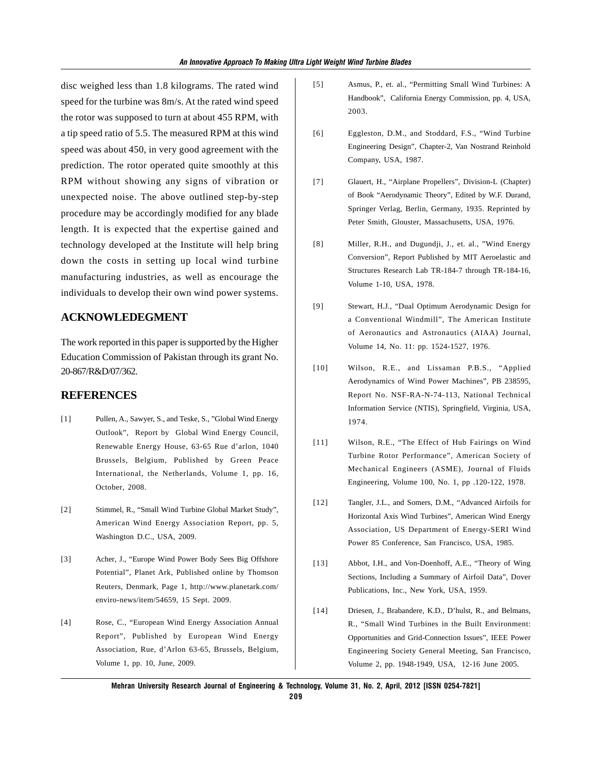disc weighed less than 1.8 kilograms. The rated wind speed for the turbine was 8m/s. At the rated wind speed the rotor was supposed to turn at about 455 RPM, with a tip speed ratio of 5.5. The measured RPM at this wind speed was about 450, in very good agreement with the prediction. The rotor operated quite smoothly at this RPM without showing any signs of vibration or unexpected noise. The above outlined step-by-step procedure may be accordingly modified for any blade length. It is expected that the expertise gained and technology developed at the Institute will help bring down the costs in setting up local wind turbine manufacturing industries, as well as encourage the individuals to develop their own wind power systems.

## ACKNOWLEDGEMENT

The work reported in this paper is supported by the Higher Education Commission of Pakistan through its grant No. 20-867/R&D/07/362.

## REFERENCES

[1] Pullen, A., Sawyer, S., and Teske, S., "Global Wind Energy Outlook", Report by Global Wind Energy Council, Renewable Energy House, 63-65 Rue d'arlon, 1040 Brussels, Belgium, Published by Green Peace International, the Netherlands, Volume 1, pp. 16, October, 2008.

[2] Stimmel, R., "Small Wind Turbine Global Market Study", American Wind Energy Association Report, pp. 5, Washington D.C., USA, 2009.

[3] Acher, J., "Europe Wind Power Body Sees Big Offshore Potential", Planet Ark, Published online by Thomson Reuters, Denmark, Page 1, http://www.planetark.com/enviro-news/item/54659, 15 Sept. 2009.

[4] Rose, C., "European Wind Energy Association Annual Report", Published by European Wind Energy Association, Rue, d'Arlon 63-65, Brussels, Belgium, Volume 1, pp. 10, June, 2009.

[5] Asmus, P., et. al., "Permitting Small Wind Turbines: A Handbook", California Energy Commission, pp. 4, USA, 2003.

[6] Eggleston, D.M., and Stoddard, F.S., "Wind Turbine Engineering Design", Chapter-2, Van Nostrand Reinhold Company, USA, 1987.

[7] Glauert, H., "Airplane Propellers", Division-L (Chapter) of Book "Aerodynamic Theory", Edited by W.F. Durand, Springer Verlag, Berlin, Germany, 1935. Reprinted by Peter Smith, Glouster, Massachusetts, USA, 1976.

[8] Miller, R.H., and Dugundji, J., et. al., "Wind Energy Conversion", Report Published by MIT Aeroelastic and Structures Research Lab TR-184-7 through TR-184-16, Volume 1-10, USA, 1978.

[9] Stewart, H.J., "Dual Optimum Aerodynamic Design for a Conventional Windmill", The American Institute of Aeronautics and Astronautics (AIAA) Journal, Volume 14, No. 11: pp. 1524-1527, 1976.

[10] Wilson, R.E., and Lissaman P.B.S., "Applied Aerodynamics of Wind Power Machines", PB 238595, Report No. NSF-RA-N-74-113, National Technical Information Service (NTIS), Springfield, Virginia, USA, 1974.

[11] Wilson, R.E., "The Effect of Hub Fairings on Wind Turbine Rotor Performance", American Society of Mechanical Engineers (ASME), Journal of Fluids Engineering, Volume 100, No. 1, pp .120-122, 1978.

[12] Tangler, J.L., and Somers, D.M., "Advanced Airfoils for Horizontal Axis Wind Turbines", American Wind Energy Association, US Department of Energy-SERI Wind Power 85 Conference, San Francisco, USA, 1985.

[13] Abbot, I.H., and Von-Doenhoff, A.E., "Theory of Wing Sections, Including a Summary of Airfoil Data", Dover Publications, Inc., New York, USA, 1959.

[14] Driesen, J., Brabandere, K.D., D'hulst, R., and Belmans, R., "Small Wind Turbines in the Built Environment: Opportunities and Grid-Connection Issues", IEEE Power Engineering Society General Meeting, San Francisco, Volume 2, pp. 1948-1949, USA, 12-16 June 2005.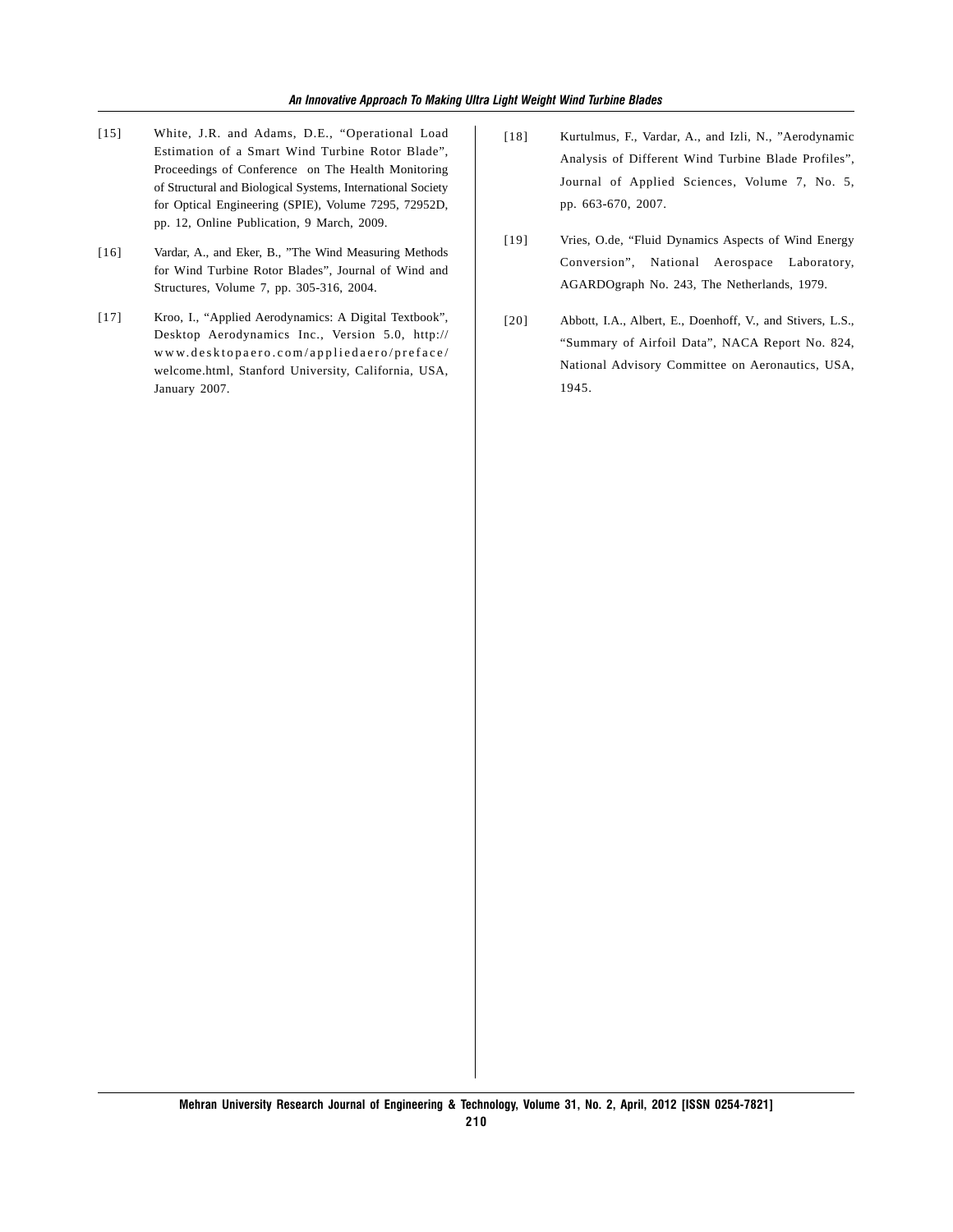[15] White, J.R. and Adams, D.E., "Operational Load Estimation of a Smart Wind Turbine Rotor Blade", Proceedings of Conference on The Health Monitoring of Structural and Biological Systems, International Society for Optical Engineering (SPIE), Volume 7295, 72952D, pp. 12, Online Publication, 9 March, 2009.

[16] Vardar, A., and Eker, B., "The Wind Measuring Methods for Wind Turbine Rotor Blades", Journal of Wind and Structures, Volume 7, pp. 305-316, 2004.

[17] Kroo, I., "Applied Aerodynamics: A Digital Textbook", Desktop Aerodynamics Inc., Version 5.0, http://www.desktopaero.com/appliedaero/preface/welcome.html, Stanford University, California, USA, January 2007.

[18] Kurtulmus, F., Vardar, A., and Izli, N., "Aerodynamic Analysis of Different Wind Turbine Blade Profiles", Journal of Applied Sciences, Volume 7, No. 5, pp. 663-670, 2007.

[19] Vries, O.de, "Fluid Dynamics Aspects of Wind Energy Conversion", National Aerospace Laboratory, AGARDOgraph No. 243, The Netherlands, 1979.

[20] Abbott, I.A., Albert, E., Doenhoff, V., and Stivers, L.S., "Summary of Airfoil Data", NACA Report No. 824, National Advisory Committee on Aeronautics, USA, 1945.